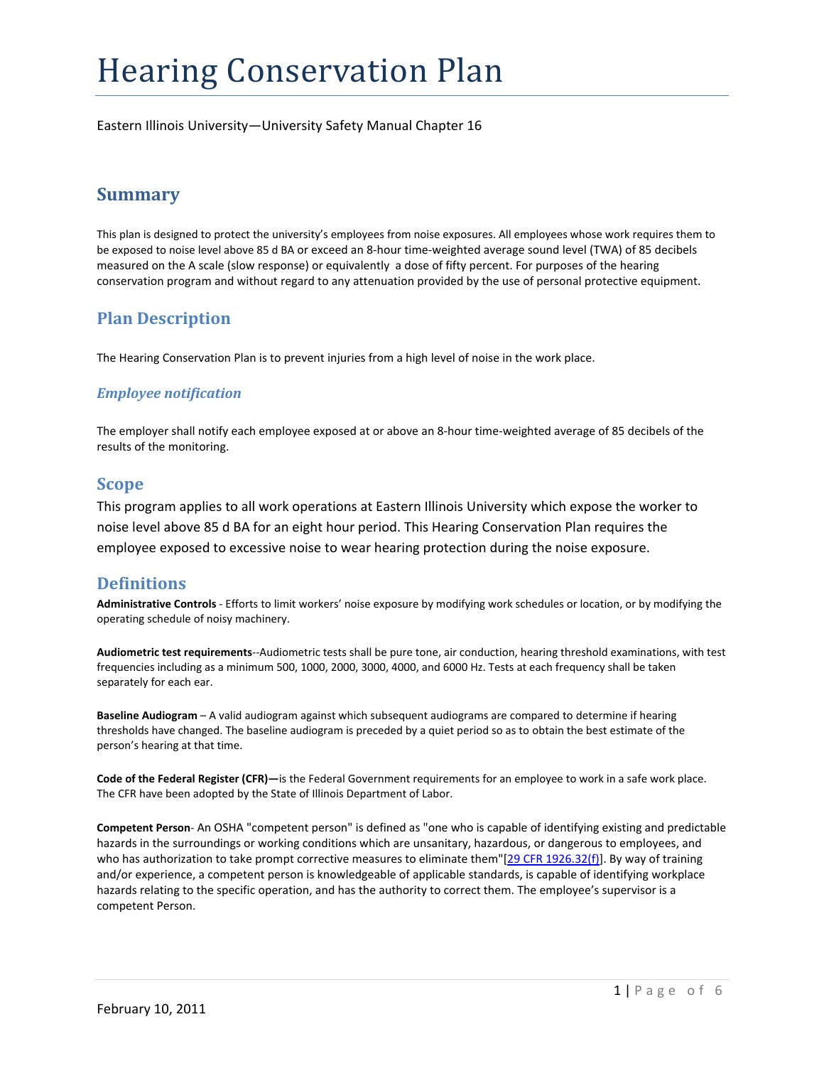# Hearing Conservation Plan

Eastern Illinois University—University Safety Manual Chapter 16

## Summary

This plan is designed to protect the university's employees from noise exposures. All employees whose work requires them to be exposed to noise level above 85 d BA or exceed an 8-hour time-weighted average sound level (TWA) of 85 decibels measured on the A scale (slow response) or equivalently a dose of fifty percent. For purposes of the hearing conservation program and without regard to any attenuation provided by the use of personal protective equipment.

## Plan Description

The Hearing Conservation Plan is to prevent injuries from a high level of noise in the work place.

### *Employee notification*

The employer shall notify each employee exposed at or above an 8-hour time-weighted average of 85 decibels of the results of the monitoring.

## Scope

This program applies to all work operations at Eastern Illinois University which expose the worker to noise level above 85 d BA for an eight hour period. This Hearing Conservation Plan requires the employee exposed to excessive noise to wear hearing protection during the noise exposure.

## Definitions

**Administrative Controls** - Efforts to limit workers' noise exposure by modifying work schedules or location, or by modifying the operating schedule of noisy machinery.

**Audiometric test requirements**--Audiometric tests shall be pure tone, air conduction, hearing threshold examinations, with test frequencies including as a minimum 500, 1000, 2000, 3000, 4000, and 6000 Hz. Tests at each frequency shall be taken separately for each ear.

**Baseline Audiogram** – A valid audiogram against which subsequent audiograms are compared to determine if hearing thresholds have changed. The baseline audiogram is preceded by a quiet period so as to obtain the best estimate of the person's hearing at that time.

**Code of the Federal Register (CFR)—**is the Federal Government requirements for an employee to work in a safe work place. The CFR have been adopted by the State of Illinois Department of Labor.

**Competent Person**- An OSHA "competent person" is defined as "one who is capable of identifying existing and predictable hazards in the surroundings or working conditions which are unsanitary, hazardous, or dangerous to employees, and who has authorization to take prompt corrective measures to eliminate them"[29 CFR 1926.32(f)]. By way of training and/or experience, a competent person is knowledgeable of applicable standards, is capable of identifying workplace hazards relating to the specific operation, and has the authority to correct them. The employee's supervisor is a competent Person.

February 10, 2011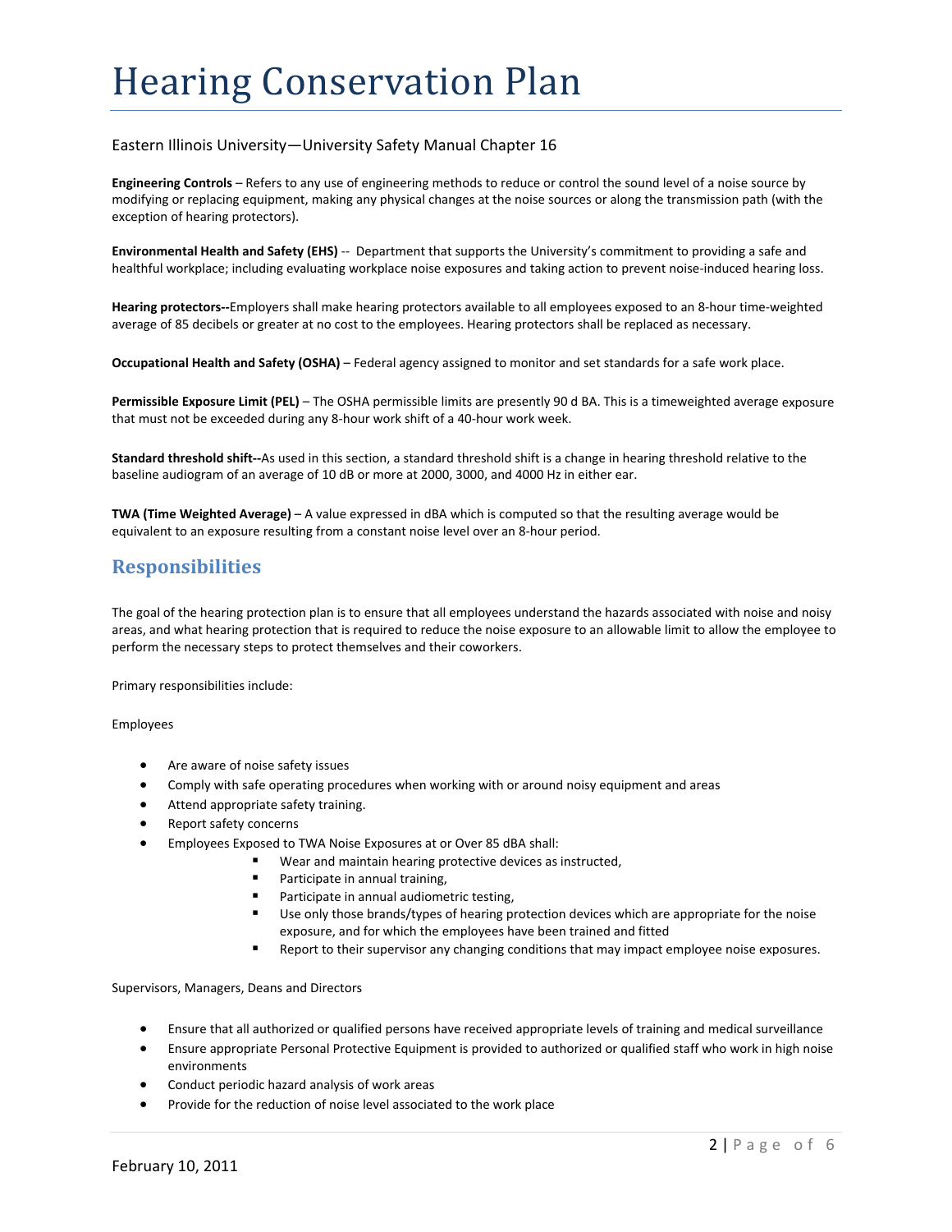# Hearing Conservation Plan

Eastern Illinois University—University Safety Manual Chapter 16

**Engineering Controls** – Refers to any use of engineering methods to reduce or control the sound level of a noise source by modifying or replacing equipment, making any physical changes at the noise sources or along the transmission path (with the exception of hearing protectors).

**Environmental Health and Safety (EHS)** -- Department that supports the University's commitment to providing a safe and healthful workplace; including evaluating workplace noise exposures and taking action to prevent noise-induced hearing loss.

**Hearing protectors--**Employers shall make hearing protectors available to all employees exposed to an 8-hour time-weighted average of 85 decibels or greater at no cost to the employees. Hearing protectors shall be replaced as necessary.

**Occupational Health and Safety (OSHA)** – Federal agency assigned to monitor and set standards for a safe work place.

**Permissible Exposure Limit (PEL)** – The OSHA permissible limits are presently 90 d BA. This is a timeweighted average exposure that must not be exceeded during any 8-hour work shift of a 40-hour work week.

**Standard threshold shift--**As used in this section, a standard threshold shift is a change in hearing threshold relative to the baseline audiogram of an average of 10 dB or more at 2000, 3000, and 4000 Hz in either ear.

**TWA (Time Weighted Average)** – A value expressed in dBA which is computed so that the resulting average would be equivalent to an exposure resulting from a constant noise level over an 8-hour period.

## Responsibilities

The goal of the hearing protection plan is to ensure that all employees understand the hazards associated with noise and noisy areas, and what hearing protection that is required to reduce the noise exposure to an allowable limit to allow the employee to perform the necessary steps to protect themselves and their coworkers.

Primary responsibilities include:

Employees

- Are aware of noise safety issues
- Comply with safe operating procedures when working with or around noisy equipment and areas
- Attend appropriate safety training.
- Report safety concerns
- Employees Exposed to TWA Noise Exposures at or Over 85 dBA shall:
  - Wear and maintain hearing protective devices as instructed,
  - Participate in annual training,
  - Participate in annual audiometric testing,
  - Use only those brands/types of hearing protection devices which are appropriate for the noise exposure, and for which the employees have been trained and fitted
  - Report to their supervisor any changing conditions that may impact employee noise exposures.

Supervisors, Managers, Deans and Directors

- Ensure that all authorized or qualified persons have received appropriate levels of training and medical surveillance
- Ensure appropriate Personal Protective Equipment is provided to authorized or qualified staff who work in high noise environments
- Conduct periodic hazard analysis of work areas
- Provide for the reduction of noise level associated to the work place

February 10, 2011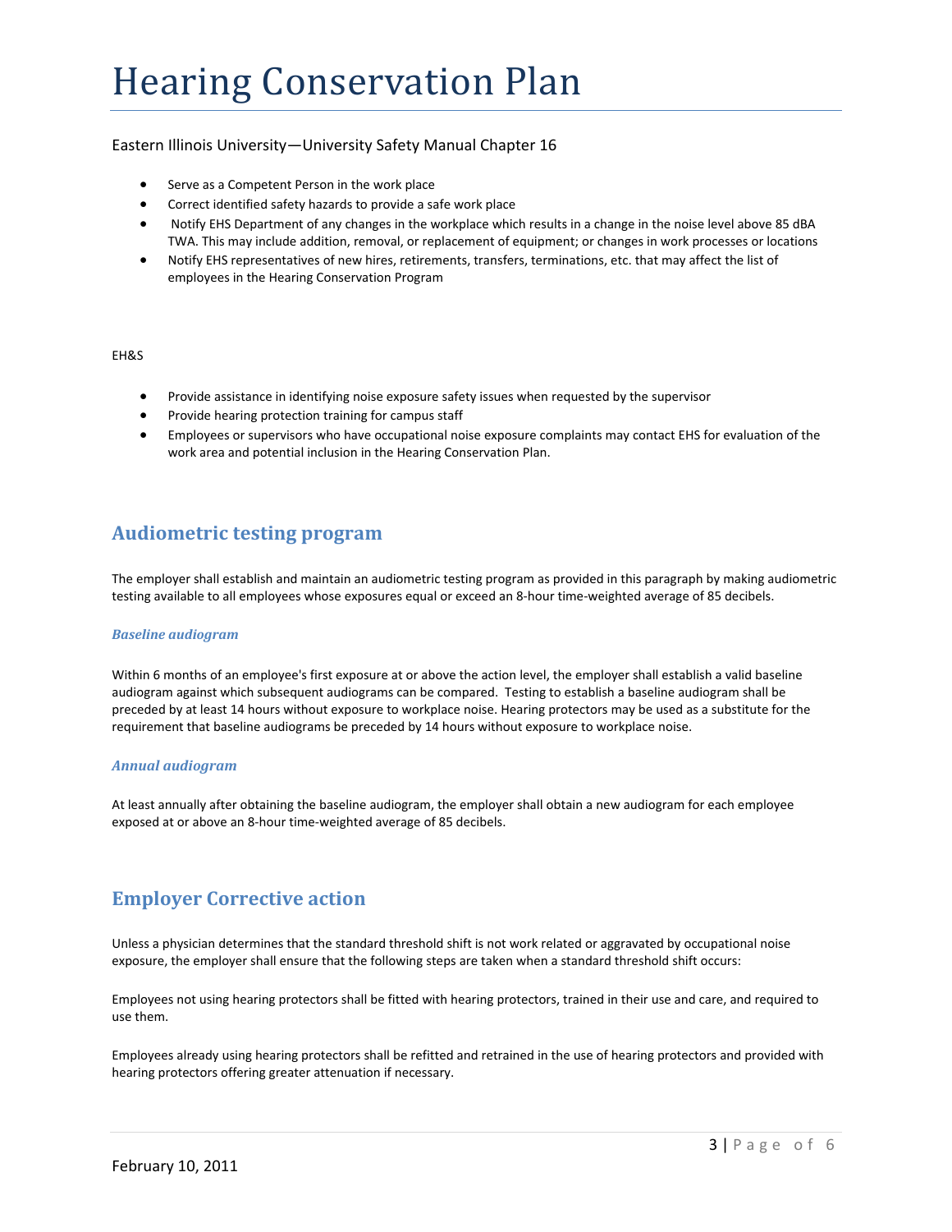- Serve as a Competent Person in the work place
- Correct identified safety hazards to provide a safe work place
- Notify EHS Department of any changes in the workplace which results in a change in the noise level above 85 dBA TWA. This may include addition, removal, or replacement of equipment; or changes in work processes or locations
- Notify EHS representatives of new hires, retirements, transfers, terminations, etc. that may affect the list of employees in the Hearing Conservation Program

EH&S

- Provide assistance in identifying noise exposure safety issues when requested by the supervisor
- Provide hearing protection training for campus staff
- Employees or supervisors who have occupational noise exposure complaints may contact EHS for evaluation of the work area and potential inclusion in the Hearing Conservation Plan.

## Audiometric testing program

The employer shall establish and maintain an audiometric testing program as provided in this paragraph by making audiometric testing available to all employees whose exposures equal or exceed an 8-hour time-weighted average of 85 decibels.

### *Baseline audiogram*

Within 6 months of an employee's first exposure at or above the action level, the employer shall establish a valid baseline audiogram against which subsequent audiograms can be compared. Testing to establish a baseline audiogram shall be preceded by at least 14 hours without exposure to workplace noise. Hearing protectors may be used as a substitute for the requirement that baseline audiograms be preceded by 14 hours without exposure to workplace noise.

### *Annual audiogram*

At least annually after obtaining the baseline audiogram, the employer shall obtain a new audiogram for each employee exposed at or above an 8-hour time-weighted average of 85 decibels.

## Employer Corrective action

Unless a physician determines that the standard threshold shift is not work related or aggravated by occupational noise exposure, the employer shall ensure that the following steps are taken when a standard threshold shift occurs:

Employees not using hearing protectors shall be fitted with hearing protectors, trained in their use and care, and required to use them.

Employees already using hearing protectors shall be refitted and retrained in the use of hearing protectors and provided with hearing protectors offering greater attenuation if necessary.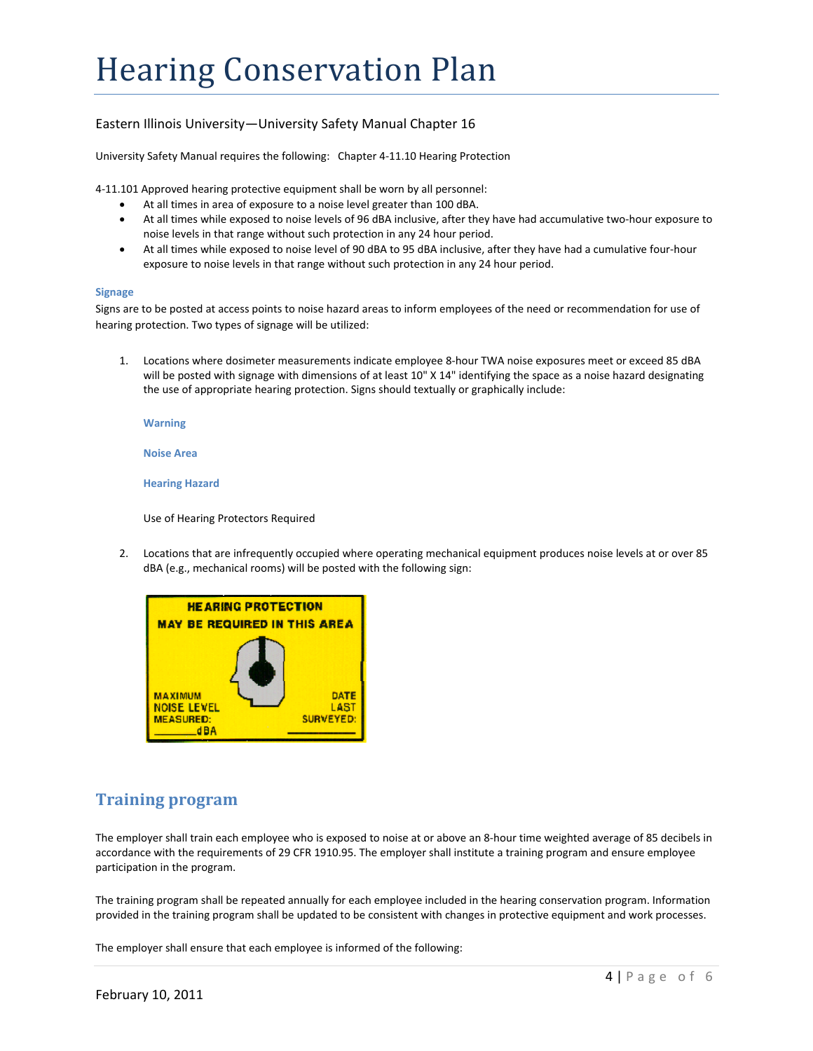# Hearing Conservation Plan

Eastern Illinois University—University Safety Manual Chapter 16

University Safety Manual requires the following: Chapter 4-11.10 Hearing Protection

4-11.101 Approved hearing protective equipment shall be worn by all personnel:

- At all times in area of exposure to a noise level greater than 100 dBA.
- At all times while exposed to noise levels of 96 dBA inclusive, after they have had accumulative two-hour exposure to noise levels in that range without such protection in any 24 hour period.
- At all times while exposed to noise level of 90 dBA to 95 dBA inclusive, after they have had a cumulative four-hour exposure to noise levels in that range without such protection in any 24 hour period.

### Signage

Signs are to be posted at access points to noise hazard areas to inform employees of the need or recommendation for use of hearing protection. Two types of signage will be utilized:

1. Locations where dosimeter measurements indicate employee 8-hour TWA noise exposures meet or exceed 85 dBA will be posted with signage with dimensions of at least 10" X 14" identifying the space as a noise hazard designating the use of appropriate hearing protection. Signs should textually or graphically include:

   **Warning**

   **Noise Area**

   **Hearing Hazard**

   Use of Hearing Protectors Required

2. Locations that are infrequently occupied where operating mechanical equipment produces noise levels at or over 85 dBA (e.g., mechanical rooms) will be posted with the following sign:

   HEARING PROTECTION MAY BE REQUIRED IN THIS AREA

   MAXIMUM NOISE LEVEL MEASURED: ______ dBA

   DATE LAST SURVEYED: ______

## Training program

The employer shall train each employee who is exposed to noise at or above an 8-hour time weighted average of 85 decibels in accordance with the requirements of 29 CFR 1910.95. The employer shall institute a training program and ensure employee participation in the program.

The training program shall be repeated annually for each employee included in the hearing conservation program. Information provided in the training program shall be updated to be consistent with changes in protective equipment and work processes.

The employer shall ensure that each employee is informed of the following:

February 10, 2011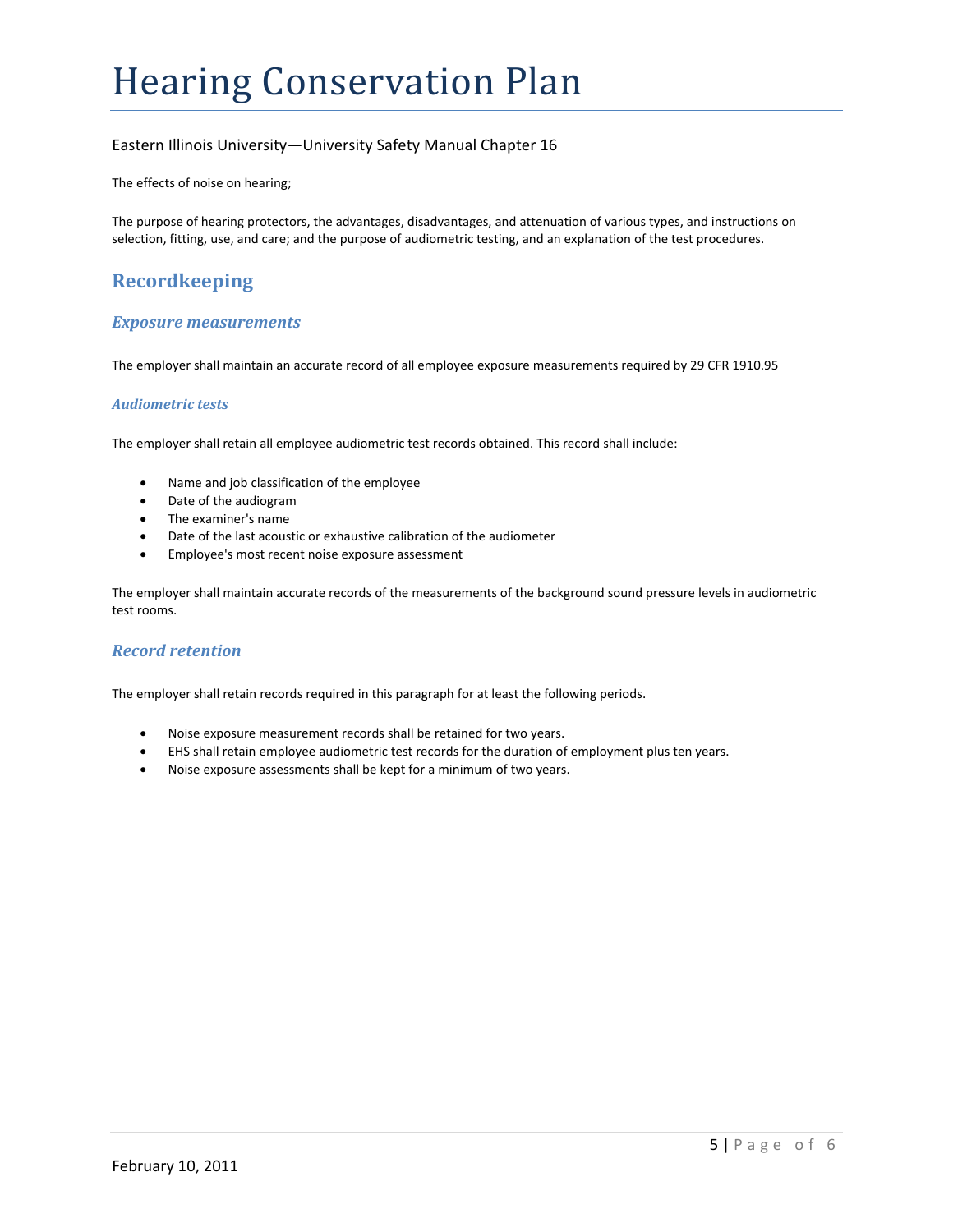The effects of noise on hearing;

The purpose of hearing protectors, the advantages, disadvantages, and attenuation of various types, and instructions on selection, fitting, use, and care; and the purpose of audiometric testing, and an explanation of the test procedures.

## Recordkeeping

### *Exposure measurements*

The employer shall maintain an accurate record of all employee exposure measurements required by 29 CFR 1910.95

#### *Audiometric tests*

The employer shall retain all employee audiometric test records obtained. This record shall include:

- Name and job classification of the employee
- Date of the audiogram
- The examiner's name
- Date of the last acoustic or exhaustive calibration of the audiometer
- Employee's most recent noise exposure assessment

The employer shall maintain accurate records of the measurements of the background sound pressure levels in audiometric test rooms.

### *Record retention*

The employer shall retain records required in this paragraph for at least the following periods.

- Noise exposure measurement records shall be retained for two years.
- EHS shall retain employee audiometric test records for the duration of employment plus ten years.
- Noise exposure assessments shall be kept for a minimum of two years.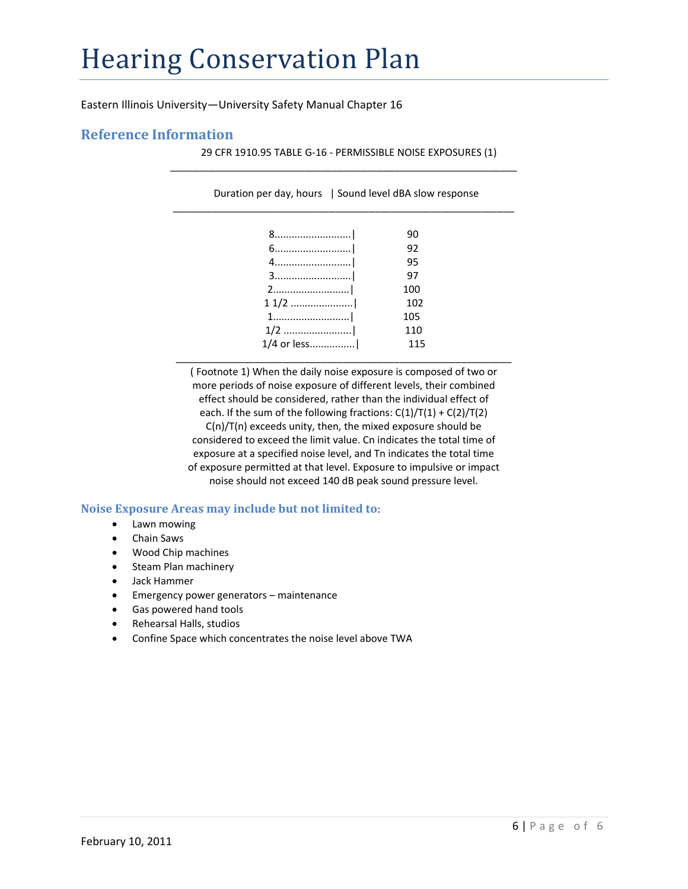# Hearing Conservation Plan

Eastern Illinois University—University Safety Manual Chapter 16

## Reference Information

29 CFR 1910.95 TABLE G-16 - PERMISSIBLE NOISE EXPOSURES (1)

| Duration per day, hours | Sound level dBA slow response |
|---|---|
| 8 | 90 |
| 6 | 92 |
| 4 | 95 |
| 3 | 97 |
| 2 | 100 |
| 1 1/2 | 102 |
| 1 | 105 |
| 1/2 | 110 |
| 1/4 or less | 115 |

( Footnote 1) When the daily noise exposure is composed of two or more periods of noise exposure of different levels, their combined effect should be considered, rather than the individual effect of each. If the sum of the following fractions: $C(1)/T(1) + C(2)/T(2)$ $C(n)/T(n)$ exceeds unity, then, the mixed exposure should be considered to exceed the limit value. Cn indicates the total time of exposure at a specified noise level, and Tn indicates the total time of exposure permitted at that level. Exposure to impulsive or impact noise should not exceed 140 dB peak sound pressure level.

### Noise Exposure Areas may include but not limited to:

- Lawn mowing
- Chain Saws
- Wood Chip machines
- Steam Plan machinery
- Jack Hammer
- Emergency power generators – maintenance
- Gas powered hand tools
- Rehearsal Halls, studios
- Confine Space which concentrates the noise level above TWA

February 10, 2011